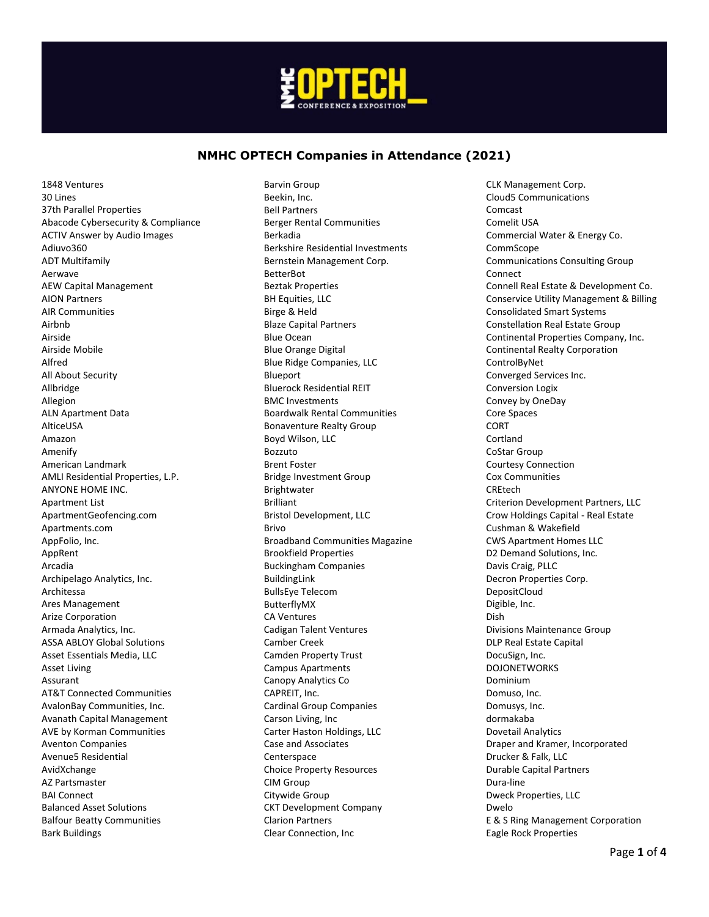# NMHC OPTECH Companies in Attendance (2021)

1848 Ventures
30 Lines
37th Parallel Properties
Abacode Cybersecurity & Compliance
ACTIV Answer by Audio Images
Adiuvo360
ADT Multifamily
Aerwave
AEW Capital Management
AION Partners
AIR Communities
Airbnb
Airside
Airside Mobile
Alfred
All About Security
Allbridge
Allegion
ALN Apartment Data
AlticeUSA
Amazon
Amenify
American Landmark
AMLI Residential Properties, L.P.
ANYONE HOME INC.
Apartment List
ApartmentGeofencing.com
Apartments.com
AppFolio, Inc.
AppRent
Arcadia
Archipelago Analytics, Inc.
Architessa
Ares Management
Arize Corporation
Armada Analytics, Inc.
ASSA ABLOY Global Solutions
Asset Essentials Media, LLC
Asset Living
Assurant
AT&T Connected Communities
AvalonBay Communities, Inc.
Avanath Capital Management
AVE by Korman Communities
Aventon Companies
Avenue5 Residential
AvidXchange
AZ Partsmaster
BAI Connect
Balanced Asset Solutions
Balfour Beatty Communities
Bark Buildings
Barvin Group
Beekin, Inc.
Bell Partners
Berger Rental Communities
Berkadia
Berkshire Residential Investments
Bernstein Management Corp.
BetterBot
Beztak Properties
BH Equities, LLC
Birge & Held
Blaze Capital Partners
Blue Ocean
Blue Orange Digital
Blue Ridge Companies, LLC
Blueport
Bluerock Residential REIT
BMC Investments
Boardwalk Rental Communities
Bonaventure Realty Group
Boyd Wilson, LLC
Bozzuto
Brent Foster
Bridge Investment Group
Brightwater
Brilliant
Bristol Development, LLC
Brivo
Broadband Communities Magazine
Brookfield Properties
Buckingham Companies
BuildingLink
BullsEye Telecom
ButterflyMX
CA Ventures
Cadigan Talent Ventures
Camber Creek
Camden Property Trust
Campus Apartments
Canopy Analytics Co
CAPREIT, Inc.
Cardinal Group Companies
Carson Living, Inc
Carter Haston Holdings, LLC
Case and Associates
Centerspace
Choice Property Resources
CIM Group
Citywide Group
CKT Development Company
Clarion Partners
Clear Connection, Inc
CLK Management Corp.
Cloud5 Communications
Comcast
Comelit USA
Commercial Water & Energy Co.
CommScope
Communications Consulting Group
Connect
Connell Real Estate & Development Co.
Conservice Utility Management & Billing
Consolidated Smart Systems
Constellation Real Estate Group
Continental Properties Company, Inc.
Continental Realty Corporation
ControlByNet
Converged Services Inc.
Conversion Logix
Convey by OneDay
Core Spaces
CORT
Cortland
CoStar Group
Courtesy Connection
Cox Communities
CREtech
Criterion Development Partners, LLC
Crow Holdings Capital - Real Estate
Cushman & Wakefield
CWS Apartment Homes LLC
D2 Demand Solutions, Inc.
Davis Craig, PLLC
Decron Properties Corp.
DepositCloud
Digible, Inc.
Dish
Divisions Maintenance Group
DLP Real Estate Capital
DocuSign, Inc.
DOJONETWORKS
Dominium
Domuso, Inc.
Domusys, Inc.
dormakaba
Dovetail Analytics
Draper and Kramer, Incorporated
Drucker & Falk, LLC
Durable Capital Partners
Dura-line
Dweck Properties, LLC
Dwelo
E & S Ring Management Corporation
Eagle Rock Properties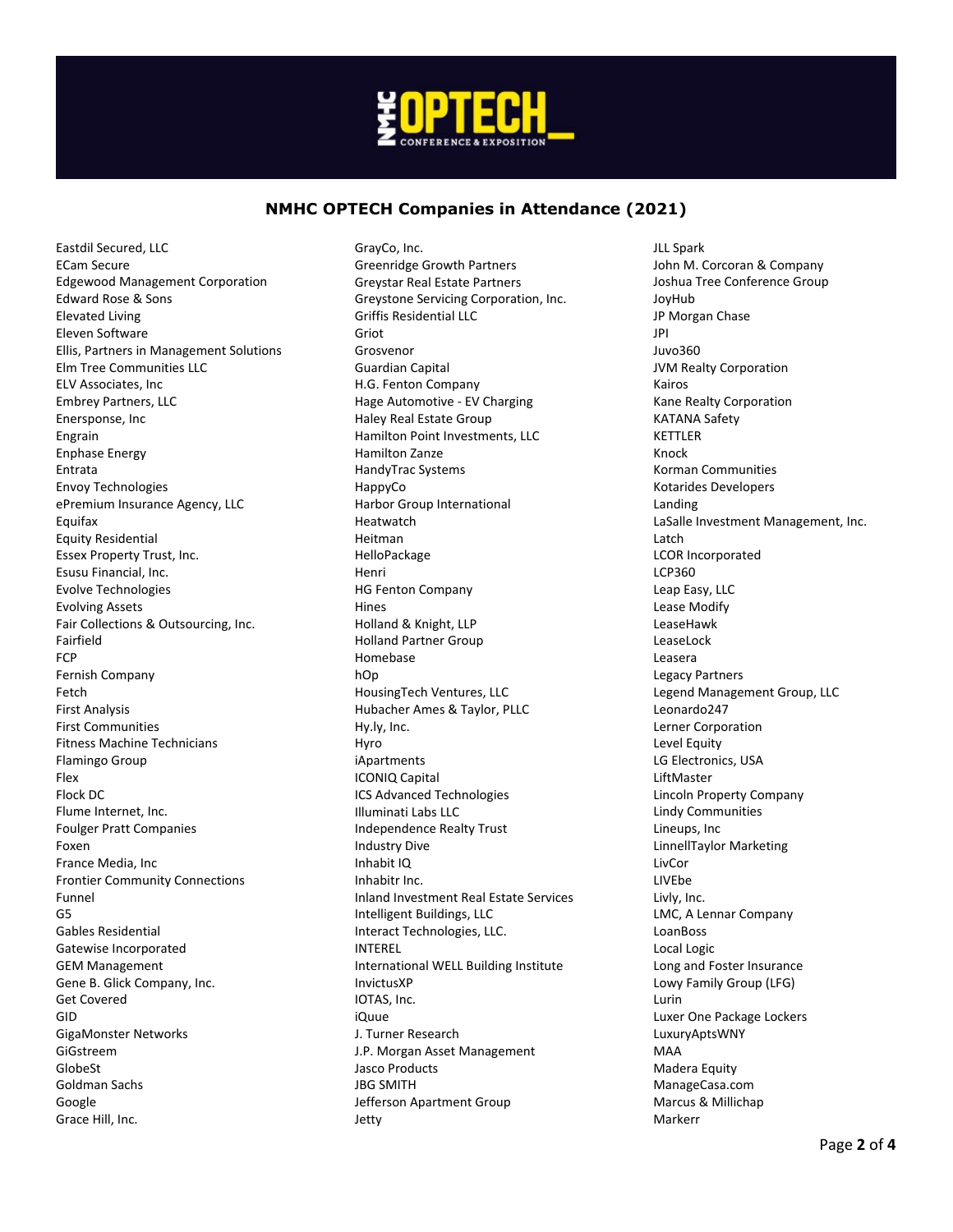## NMHC OPTECH Companies in Attendance (2021)

Eastdil Secured, LLC
ECam Secure
Edgewood Management Corporation
Edward Rose & Sons
Elevated Living
Eleven Software
Ellis, Partners in Management Solutions
Elm Tree Communities LLC
ELV Associates, Inc
Embrey Partners, LLC
Enersponse, Inc
Engrain
Enphase Energy
Entrata
Envoy Technologies
ePremium Insurance Agency, LLC
Equifax
Equity Residential
Essex Property Trust, Inc.
Esusu Financial, Inc.
Evolve Technologies
Evolving Assets
Fair Collections & Outsourcing, Inc.
Fairfield
FCP
Fernish Company
Fetch
First Analysis
First Communities
Fitness Machine Technicians
Flamingo Group
Flex
Flock DC
Flume Internet, Inc.
Foulger Pratt Companies
Foxen
France Media, Inc
Frontier Community Connections
Funnel
G5
Gables Residential
Gatewise Incorporated
GEM Management
Gene B. Glick Company, Inc.
Get Covered
GID
GigaMonster Networks
GiGstreem
GlobeSt
Goldman Sachs
Google
Grace Hill, Inc.
GrayCo, Inc.
Greenridge Growth Partners
Greystar Real Estate Partners
Greystone Servicing Corporation, Inc.
Griffis Residential LLC
Griot
Grosvenor
Guardian Capital
H.G. Fenton Company
Hage Automotive - EV Charging
Haley Real Estate Group
Hamilton Point Investments, LLC
Hamilton Zanze
HandyTrac Systems
HappyCo
Harbor Group International
Heatwatch
Heitman
HelloPackage
Henri
HG Fenton Company
Hines
Holland & Knight, LLP
Holland Partner Group
Homebase
hOp
HousingTech Ventures, LLC
Hubacher Ames & Taylor, PLLC
Hy.ly, Inc.
Hyro
iApartments
ICONIQ Capital
ICS Advanced Technologies
Illuminati Labs LLC
Independence Realty Trust
Industry Dive
Inhabit IQ
Inhabitr Inc.
Inland Investment Real Estate Services
Intelligent Buildings, LLC
Interact Technologies, LLC.
INTEREL
International WELL Building Institute
InvictusXP
IOTAS, Inc.
iQuue
J. Turner Research
J.P. Morgan Asset Management
Jasco Products
JBG SMITH
Jefferson Apartment Group
Jetty
JLL Spark
John M. Corcoran & Company
Joshua Tree Conference Group
JoyHub
JP Morgan Chase
JPI
Juvo360
JVM Realty Corporation
Kairos
Kane Realty Corporation
KATANA Safety
KETTLER
Knock
Korman Communities
Kotarides Developers
Landing
LaSalle Investment Management, Inc.
Latch
LCOR Incorporated
LCP360
Leap Easy, LLC
Lease Modify
LeaseHawk
LeaseLock
Leasera
Legacy Partners
Legend Management Group, LLC
Leonardo247
Lerner Corporation
Level Equity
LG Electronics, USA
LiftMaster
Lincoln Property Company
Lindy Communities
Lineups, Inc
LinnellTaylor Marketing
LivCor
LIVEbe
Livly, Inc.
LMC, A Lennar Company
LoanBoss
Local Logic
Long and Foster Insurance
Lowy Family Group (LFG)
Lurin
Luxer One Package Lockers
LuxuryAptsWNY
MAA
Madera Equity
ManageCasa.com
Marcus & Millichap
Markerr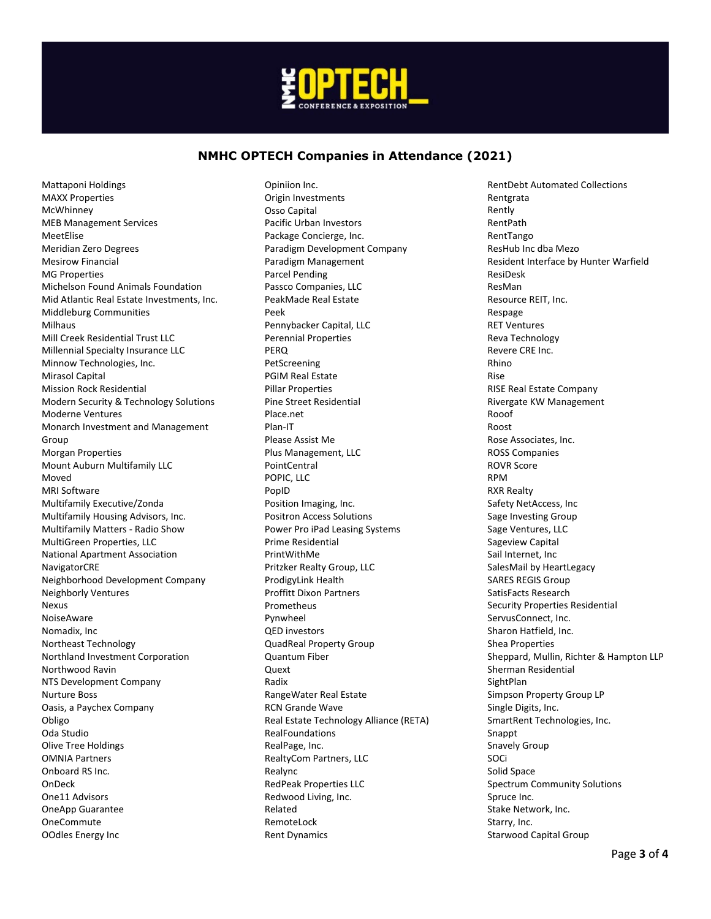## NMHC OPTECH Companies in Attendance (2021)

Mattaponi Holdings
MAXX Properties
McWhinney
MEB Management Services
MeetElise
Meridian Zero Degrees
Mesirow Financial
MG Properties
Michelson Found Animals Foundation
Mid Atlantic Real Estate Investments, Inc.
Middleburg Communities
Milhaus
Mill Creek Residential Trust LLC
Millennial Specialty Insurance LLC
Minnow Technologies, Inc.
Mirasol Capital
Mission Rock Residential
Modern Security & Technology Solutions
Moderne Ventures
Monarch Investment and Management Group
Morgan Properties
Mount Auburn Multifamily LLC
Moved
MRI Software
Multifamily Executive/Zonda
Multifamily Housing Advisors, Inc.
Multifamily Matters - Radio Show
MultiGreen Properties, LLC
National Apartment Association
NavigatorCRE
Neighborhood Development Company
Neighborly Ventures
Nexus
NoiseAware
Nomadix, Inc
Northeast Technology
Northland Investment Corporation
Northwood Ravin
NTS Development Company
Nurture Boss
Oasis, a Paychex Company
Obligo
Oda Studio
Olive Tree Holdings
OMNIA Partners
Onboard RS Inc.
OnDeck
One11 Advisors
OneApp Guarantee
OneCommute
OOdles Energy Inc
Opiniion Inc.
Origin Investments
Osso Capital
Pacific Urban Investors
Package Concierge, Inc.
Paradigm Development Company
Paradigm Management
Parcel Pending
Passco Companies, LLC
PeakMade Real Estate
Peek
Pennybacker Capital, LLC
Perennial Properties
PERQ
PetScreening
PGIM Real Estate
Pillar Properties
Pine Street Residential
Place.net
Plan-IT
Please Assist Me
Plus Management, LLC
PointCentral
POPIC, LLC
PopID
Position Imaging, Inc.
Positron Access Solutions
Power Pro iPad Leasing Systems
Prime Residential
PrintWithMe
Pritzker Realty Group, LLC
ProdigyLink Health
Proffitt Dixon Partners
Prometheus
Pynwheel
QED investors
QuadReal Property Group
Quantum Fiber
Quext
Radix
RangeWater Real Estate
RCN Grande Wave
Real Estate Technology Alliance (RETA)
RealFoundations
RealPage, Inc.
RealtyCom Partners, LLC
Realync
RedPeak Properties LLC
Redwood Living, Inc.
Related
RemoteLock
Rent Dynamics
RentDebt Automated Collections
Rentgrata
Rently
RentPath
RentTango
ResHub Inc dba Mezo
Resident Interface by Hunter Warfield
ResiDesk
ResMan
Resource REIT, Inc.
Respage
RET Ventures
Reva Technology
Revere CRE Inc.
Rhino
Rise
RISE Real Estate Company
Rivergate KW Management
Rooof
Roost
Rose Associates, Inc.
ROSS Companies
ROVR Score
RPM
RXR Realty
Safety NetAccess, Inc
Sage Investing Group
Sage Ventures, LLC
Sageview Capital
Sail Internet, Inc
SalesMail by HeartLegacy
SARES REGIS Group
SatisFacts Research
Security Properties Residential
ServusConnect, Inc.
Sharon Hatfield, Inc.
Shea Properties
Sheppard, Mullin, Richter & Hampton LLP
Sherman Residential
SightPlan
Simpson Property Group LP
Single Digits, Inc.
SmartRent Technologies, Inc.
Snappt
Snavely Group
SOCi
Solid Space
Spectrum Community Solutions
Spruce Inc.
Stake Network, Inc.
Starry, Inc.
Starwood Capital Group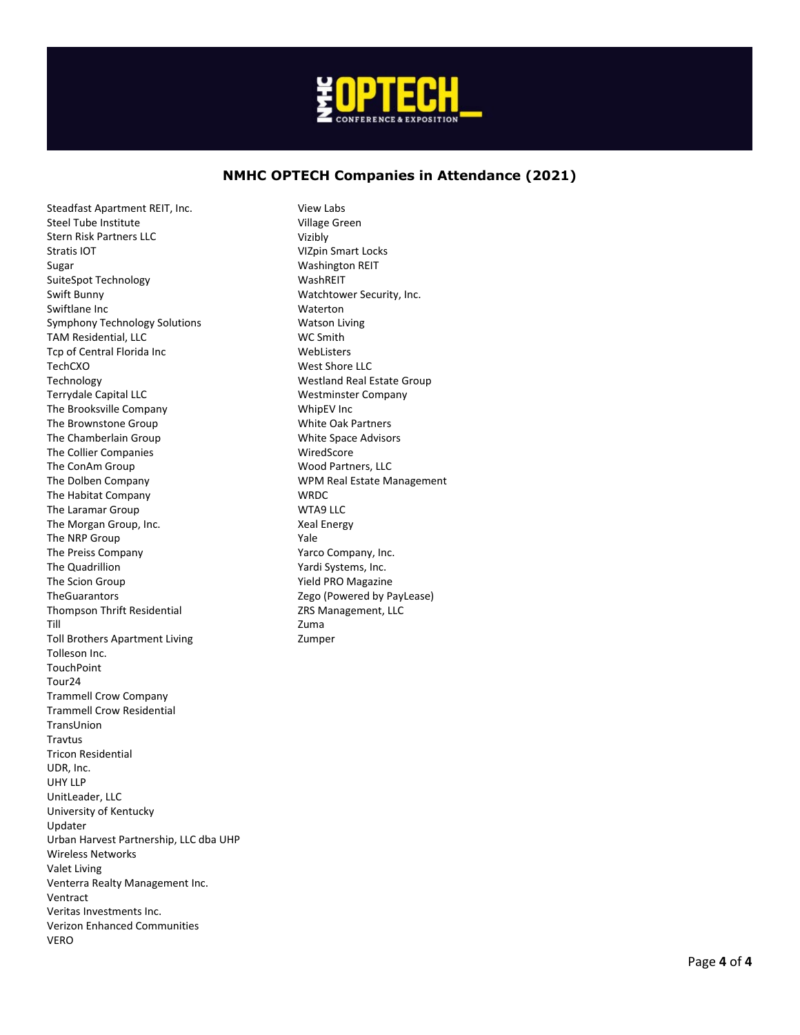# NMHC OPTECH Companies in Attendance (2021)

Steadfast Apartment REIT, Inc.
Steel Tube Institute
Stern Risk Partners LLC
Stratis IOT
Sugar
SuiteSpot Technology
Swift Bunny
Swiftlane Inc
Symphony Technology Solutions
TAM Residential, LLC
Tcp of Central Florida Inc
TechCXO
Technology
Terrydale Capital LLC
The Brooksville Company
The Brownstone Group
The Chamberlain Group
The Collier Companies
The ConAm Group
The Dolben Company
The Habitat Company
The Laramar Group
The Morgan Group, Inc.
The NRP Group
The Preiss Company
The Quadrillion
The Scion Group
TheGuarantors
Thompson Thrift Residential
Till
Toll Brothers Apartment Living
Tolleson Inc.
TouchPoint
Tour24
Trammell Crow Company
Trammell Crow Residential
TransUnion
Travtus
Tricon Residential
UDR, Inc.
UHY LLP
UnitLeader, LLC
University of Kentucky
Updater
Urban Harvest Partnership, LLC dba UHP
Wireless Networks
Valet Living
Venterra Realty Management Inc.
Ventract
Veritas Investments Inc.
Verizon Enhanced Communities
VERO
View Labs
Village Green
Vizibly
VIZpin Smart Locks
Washington REIT
WashREIT
Watchtower Security, Inc.
Waterton
Watson Living
WC Smith
WebListers
West Shore LLC
Westland Real Estate Group
Westminster Company
WhipEV Inc
White Oak Partners
White Space Advisors
WiredScore
Wood Partners, LLC
WPM Real Estate Management
WRDC
WTA9 LLC
Xeal Energy
Yale
Yarco Company, Inc.
Yardi Systems, Inc.
Yield PRO Magazine
Zego (Powered by PayLease)
ZRS Management, LLC
Zuma
Zumper